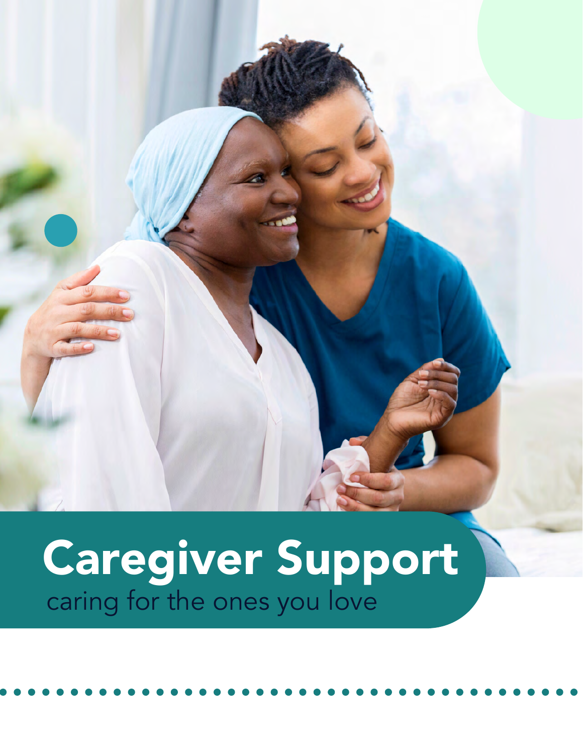# Caregiver Support

caring for the ones you love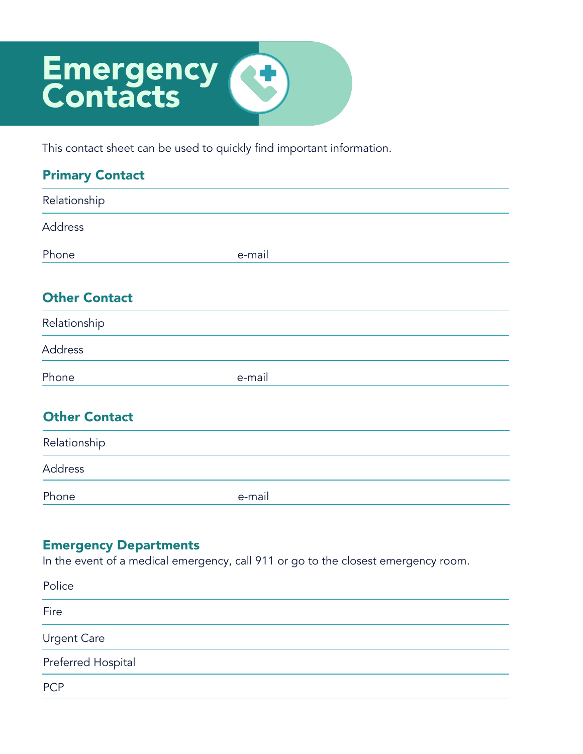# Emergency Contacts

This contact sheet can be used to quickly find important information.

## Primary Contact

Relationship

Address

Phone e-mail

## Other Contact

Relationship

Address

Phone e-mail

## Other Contact

Relationship

Address

Phone e-mail

## Emergency Departments

In the event of a medical emergency, call 911 or go to the closest emergency room.

Police

Fire

Urgent Care

Preferred Hospital

PCP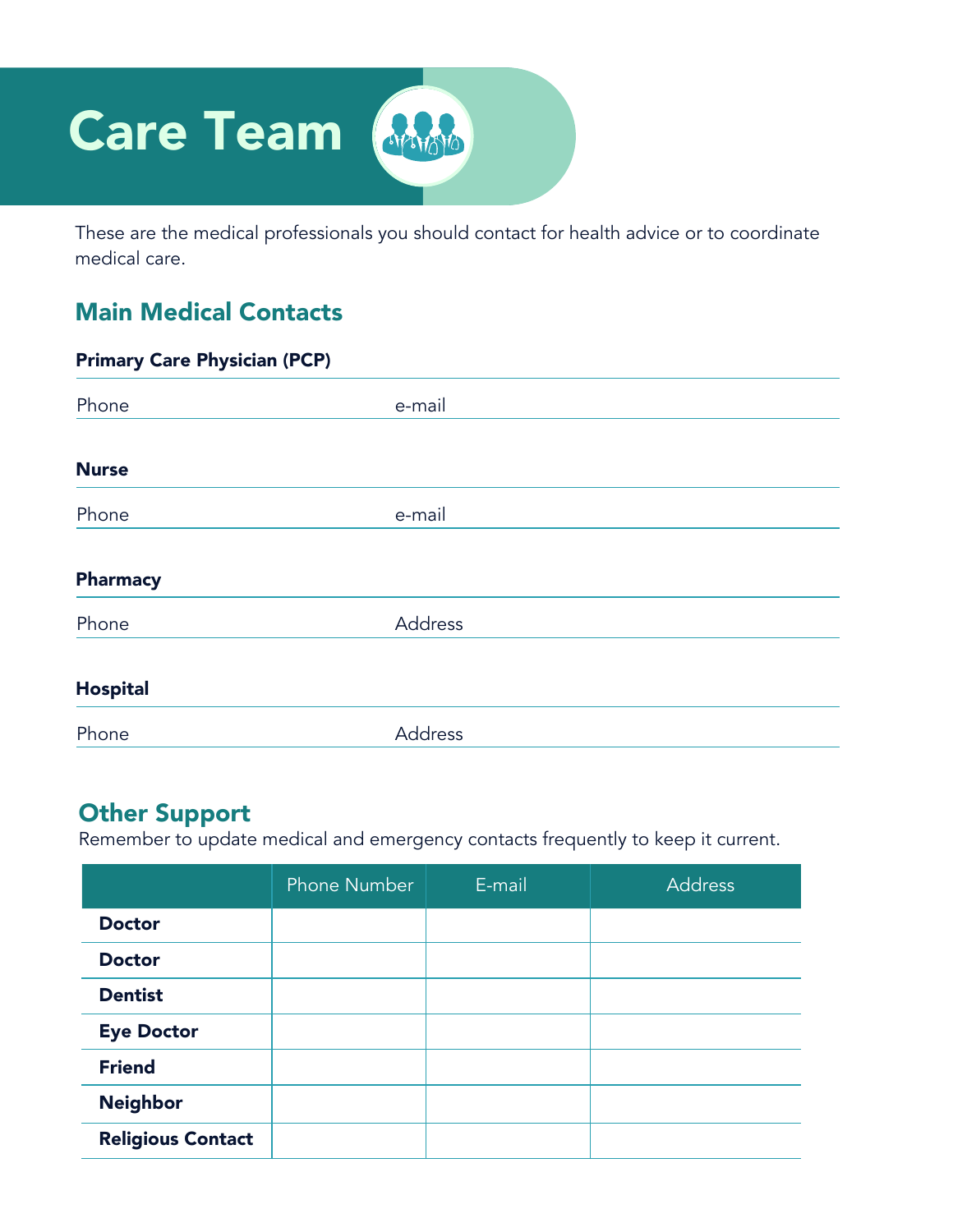# Care Team

These are the medical professionals you should contact for health advice or to coordinate medical care.

## Main Medical Contacts

**Primary Care Physician (PCP)**

Phone e-mail

**Nurse**

Phone e-mail

**Pharmacy**

Phone Address

**Hospital**

Phone Address

## Other Support

Remember to update medical and emergency contacts frequently to keep it current.

| | Phone Number | E-mail | Address |
|---|---|---|---|
| **Doctor** | | | |
| **Doctor** | | | |
| **Dentist** | | | |
| **Eye Doctor** | | | |
| **Friend** | | | |
| **Neighbor** | | | |
| **Religious Contact** | | | |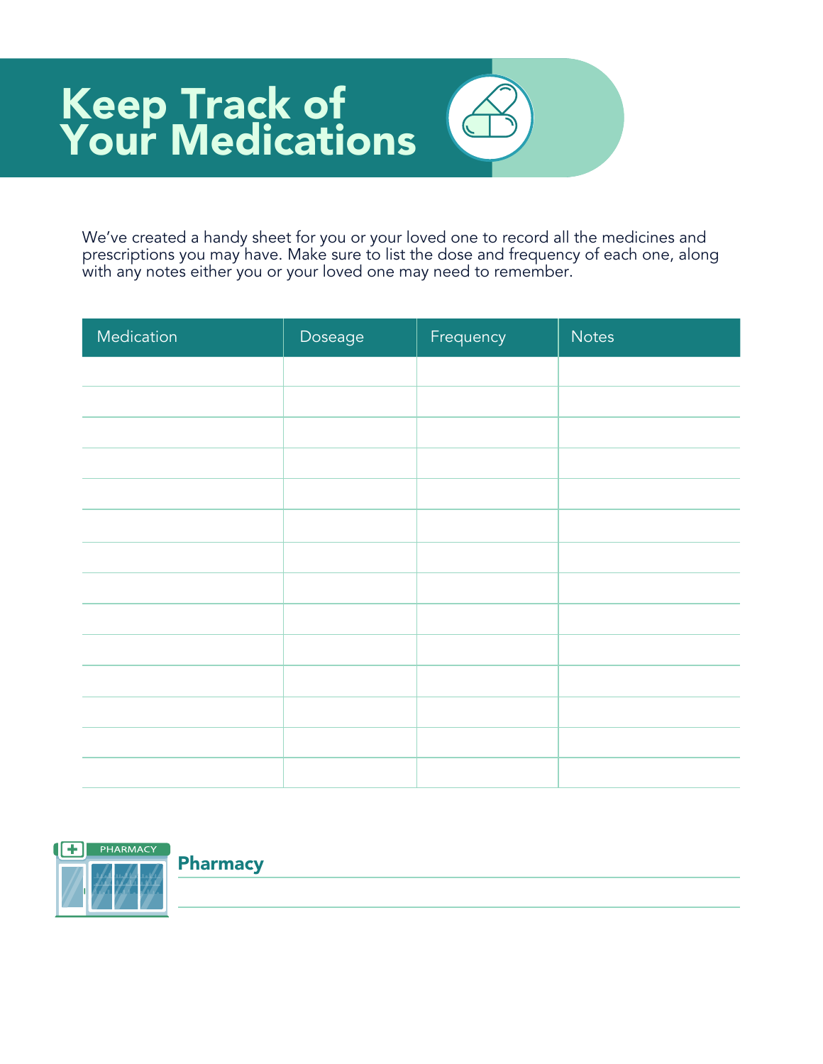# Keep Track of Your Medications

We've created a handy sheet for you or your loved one to record all the medicines and prescriptions you may have. Make sure to list the dose and frequency of each one, along with any notes either you or your loved one may need to remember.

| Medication | Doseage | Frequency | Notes |
| --- | --- | --- | --- |
| | | | |
| | | | |
| | | | |
| | | | |
| | | | |
| | | | |
| | | | |
| | | | |
| | | | |
| | | | |
| | | | |
| | | | |
| | | | |
| | | | |

**Pharmacy**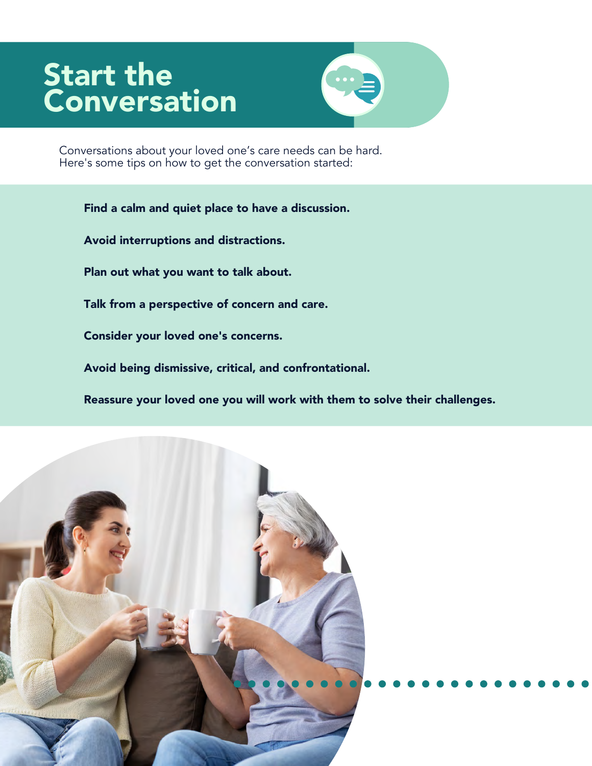# Start the Conversation

Conversations about your loved one's care needs can be hard. Here's some tips on how to get the conversation started:

**Find a calm and quiet place to have a discussion.**

**Avoid interruptions and distractions.**

**Plan out what you want to talk about.**

**Talk from a perspective of concern and care.**

**Consider your loved one's concerns.**

**Avoid being dismissive, critical, and confrontational.**

**Reassure your loved one you will work with them to solve their challenges.**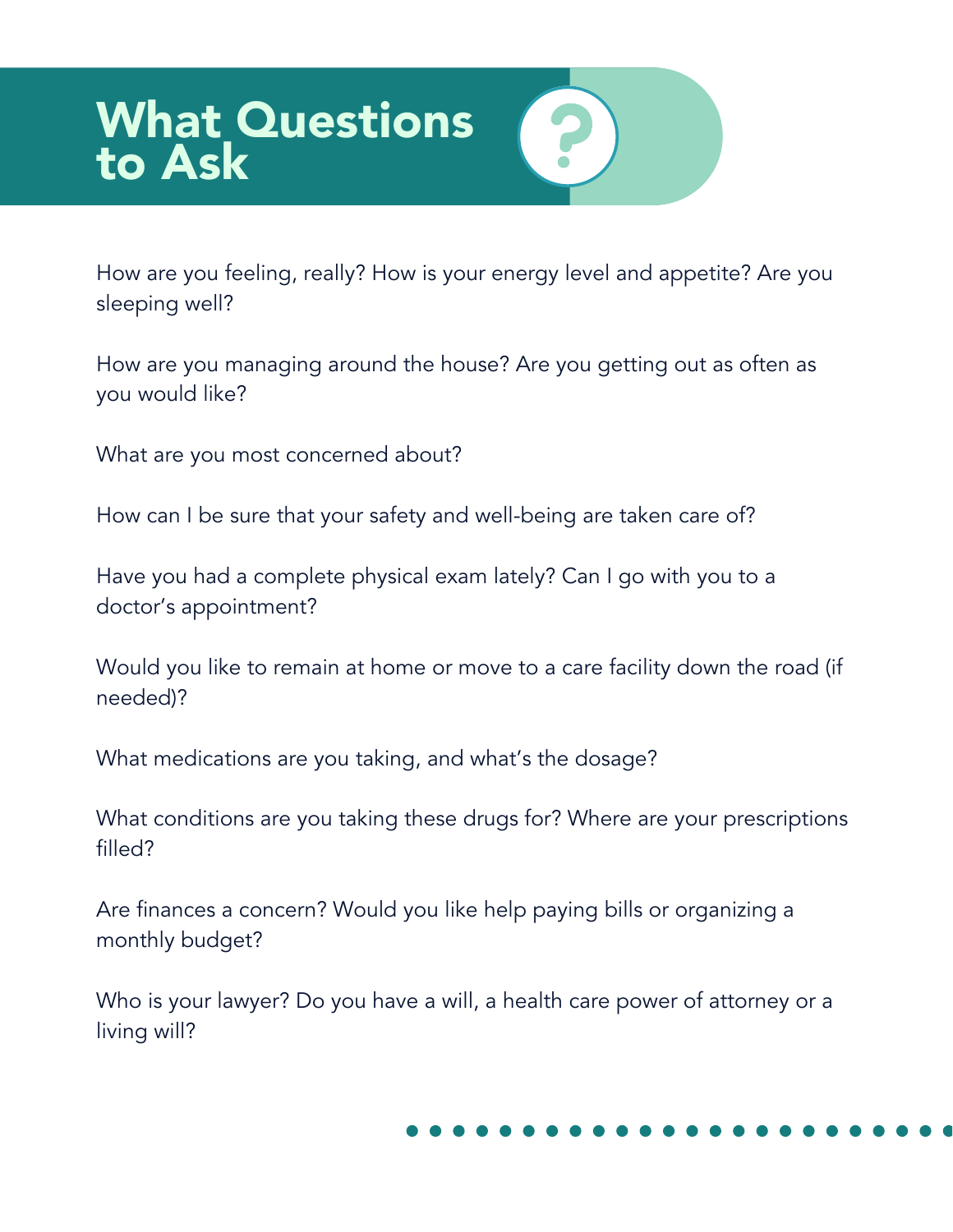# What Questions to Ask

How are you feeling, really? How is your energy level and appetite? Are you sleeping well?

How are you managing around the house? Are you getting out as often as you would like?

What are you most concerned about?

How can I be sure that your safety and well-being are taken care of?

Have you had a complete physical exam lately? Can I go with you to a doctor's appointment?

Would you like to remain at home or move to a care facility down the road (if needed)?

What medications are you taking, and what's the dosage?

What conditions are you taking these drugs for? Where are your prescriptions filled?

Are finances a concern? Would you like help paying bills or organizing a monthly budget?

Who is your lawyer? Do you have a will, a health care power of attorney or a living will?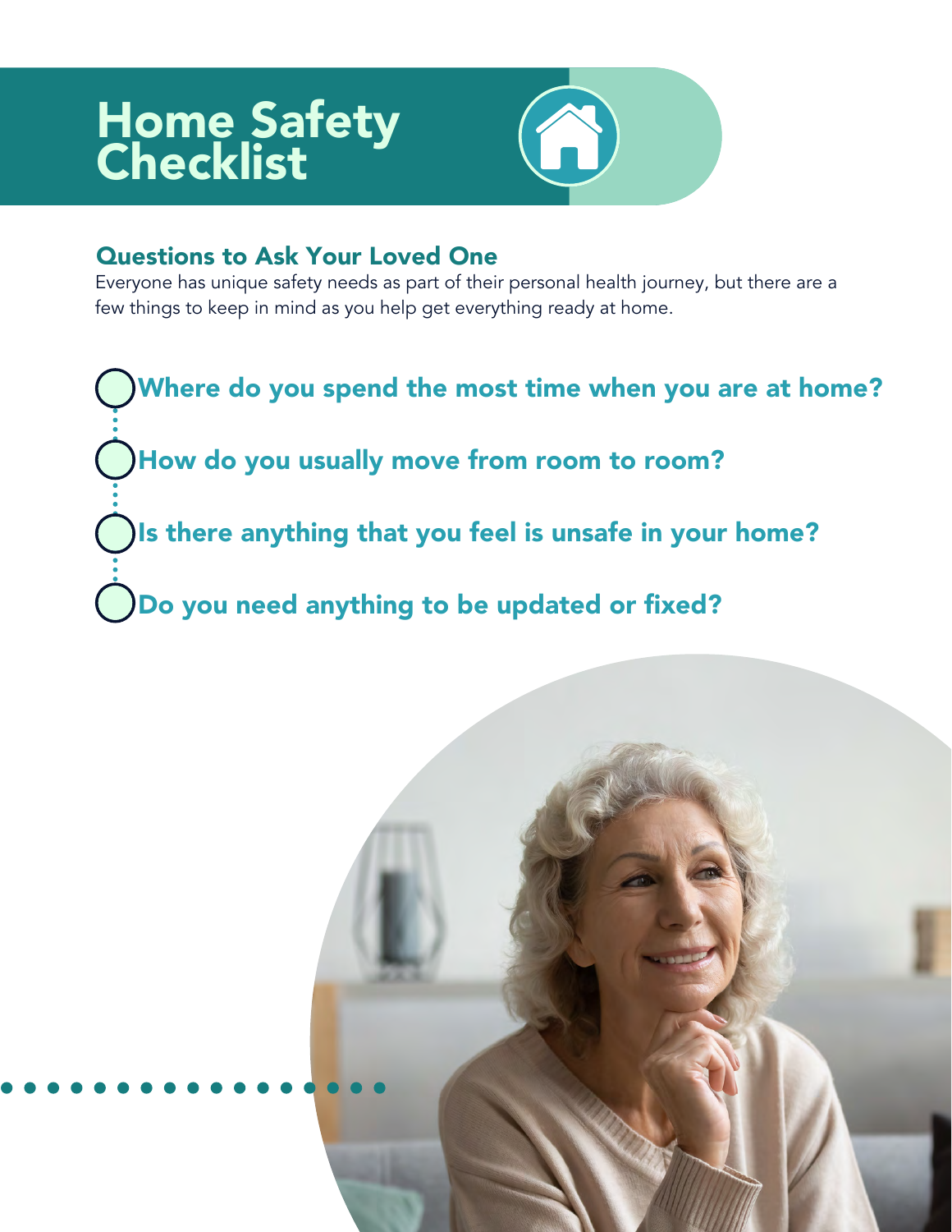# Home Safety Checklist

## Questions to Ask Your Loved One

Everyone has unique safety needs as part of their personal health journey, but there are a few things to keep in mind as you help get everything ready at home.

- Where do you spend the most time when you are at home?
- How do you usually move from room to room?
- Is there anything that you feel is unsafe in your home?
- Do you need anything to be updated or fixed?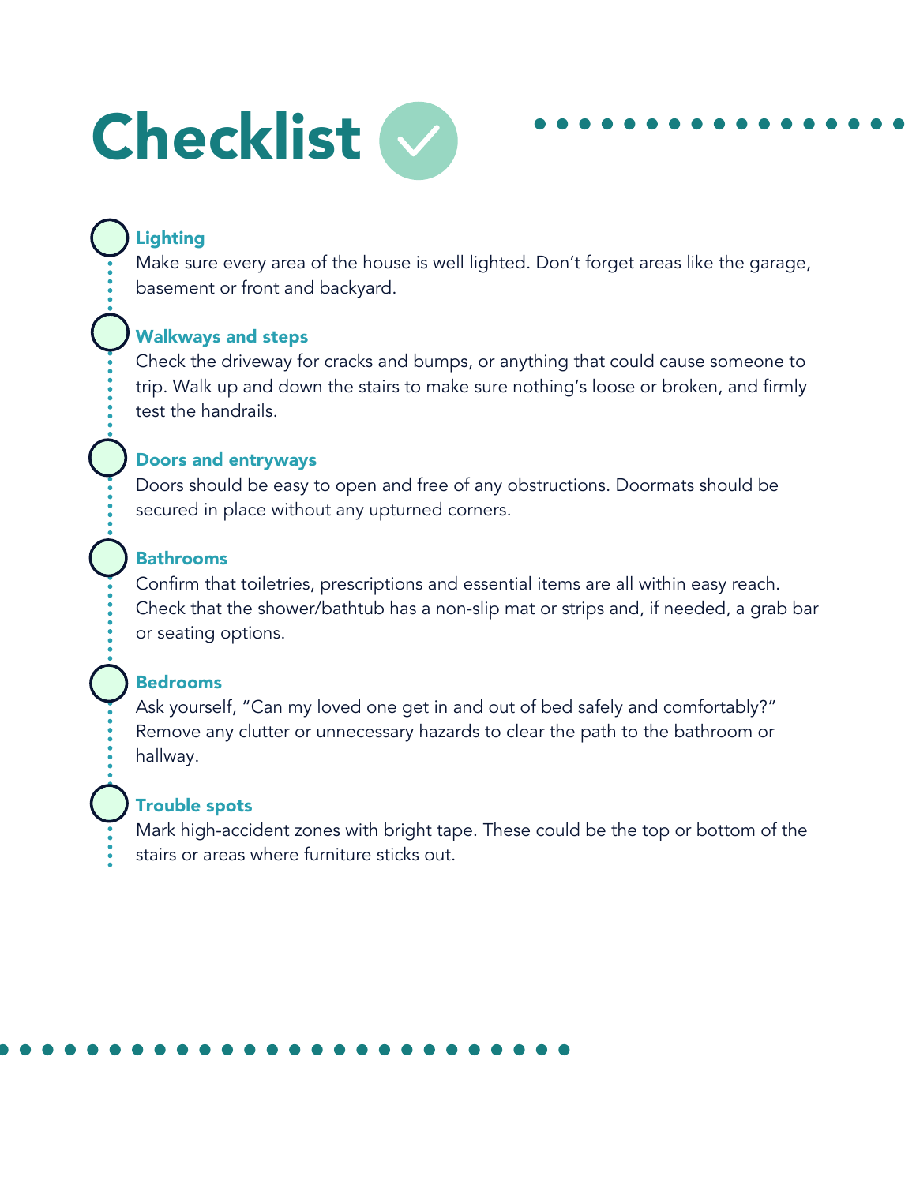# Checklist

### Lighting

Make sure every area of the house is well lighted. Don’t forget areas like the garage, basement or front and backyard.

### Walkways and steps

Check the driveway for cracks and bumps, or anything that could cause someone to trip. Walk up and down the stairs to make sure nothing’s loose or broken, and firmly test the handrails.

### Doors and entryways

Doors should be easy to open and free of any obstructions. Doormats should be secured in place without any upturned corners.

### Bathrooms

Confirm that toiletries, prescriptions and essential items are all within easy reach. Check that the shower/bathtub has a non-slip mat or strips and, if needed, a grab bar or seating options.

### Bedrooms

Ask yourself, “Can my loved one get in and out of bed safely and comfortably?” Remove any clutter or unnecessary hazards to clear the path to the bathroom or hallway.

### Trouble spots

Mark high-accident zones with bright tape. These could be the top or bottom of the stairs or areas where furniture sticks out.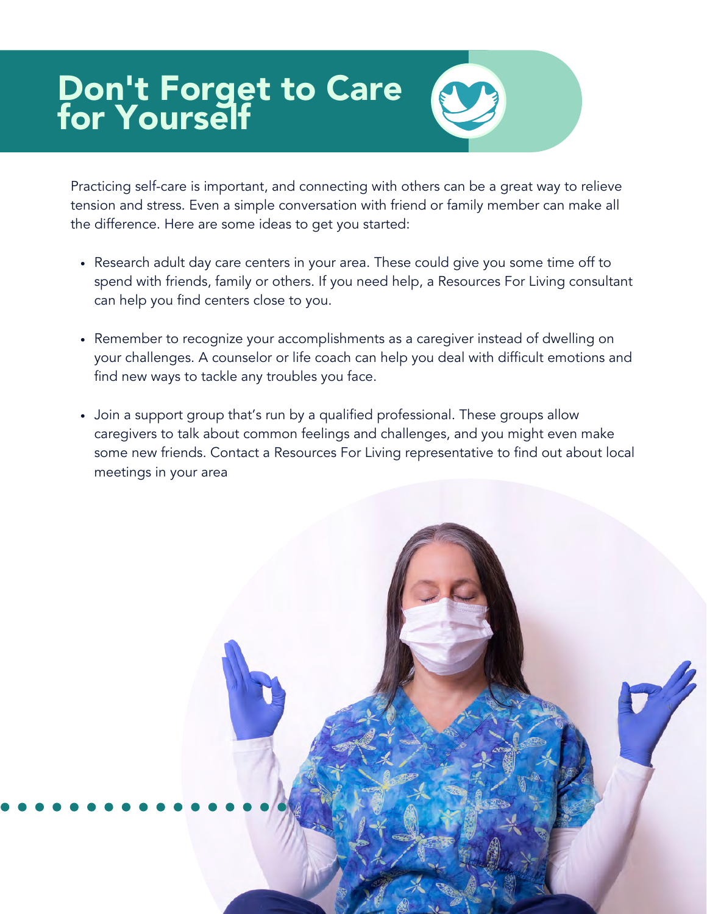# Don't Forget to Care for Yourself

Practicing self-care is important, and connecting with others can be a great way to relieve tension and stress. Even a simple conversation with friend or family member can make all the difference. Here are some ideas to get you started:

- Research adult day care centers in your area. These could give you some time off to spend with friends, family or others. If you need help, a Resources For Living consultant can help you find centers close to you.
- Remember to recognize your accomplishments as a caregiver instead of dwelling on your challenges. A counselor or life coach can help you deal with difficult emotions and find new ways to tackle any troubles you face.
- Join a support group that's run by a qualified professional. These groups allow caregivers to talk about common feelings and challenges, and you might even make some new friends. Contact a Resources For Living representative to find out about local meetings in your area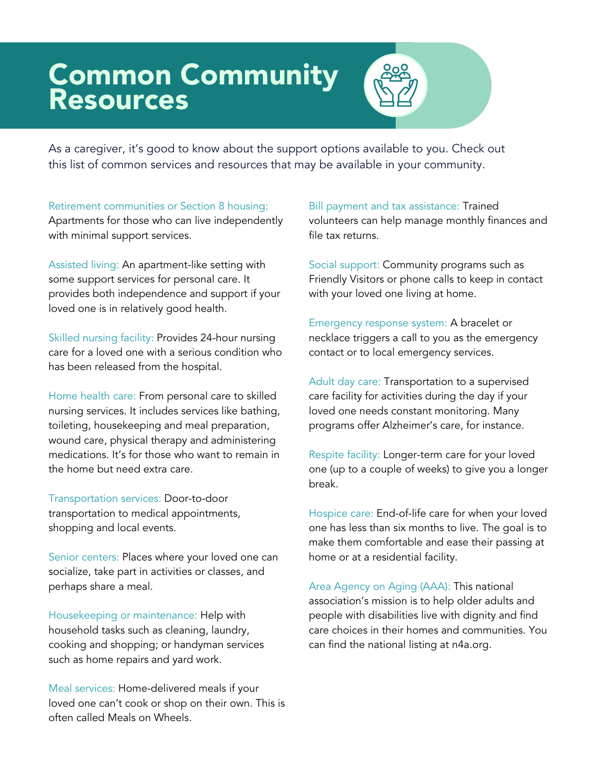# Common Community Resources

As a caregiver, it's good to know about the support options available to you. Check out this list of common services and resources that may be available in your community.

Retirement communities or Section 8 housing: Apartments for those who can live independently with minimal support services.

Assisted living: An apartment-like setting with some support services for personal care. It provides both independence and support if your loved one is in relatively good health.

Skilled nursing facility: Provides 24-hour nursing care for a loved one with a serious condition who has been released from the hospital.

Home health care: From personal care to skilled nursing services. It includes services like bathing, toileting, housekeeping and meal preparation, wound care, physical therapy and administering medications. It's for those who want to remain in the home but need extra care.

Transportation services: Door-to-door transportation to medical appointments, shopping and local events.

Senior centers: Places where your loved one can socialize, take part in activities or classes, and perhaps share a meal.

Housekeeping or maintenance: Help with household tasks such as cleaning, laundry, cooking and shopping; or handyman services such as home repairs and yard work.

Meal services: Home-delivered meals if your loved one can't cook or shop on their own. This is often called Meals on Wheels.

Bill payment and tax assistance: Trained volunteers can help manage monthly finances and file tax returns.

Social support: Community programs such as Friendly Visitors or phone calls to keep in contact with your loved one living at home.

Emergency response system: A bracelet or necklace triggers a call to you as the emergency contact or to local emergency services.

Adult day care: Transportation to a supervised care facility for activities during the day if your loved one needs constant monitoring. Many programs offer Alzheimer's care, for instance.

Respite facility: Longer-term care for your loved one (up to a couple of weeks) to give you a longer break.

Hospice care: End-of-life care for when your loved one has less than six months to live. The goal is to make them comfortable and ease their passing at home or at a residential facility.

Area Agency on Aging (AAA): This national association's mission is to help older adults and people with disabilities live with dignity and find care choices in their homes and communities. You can find the national listing at n4a.org.